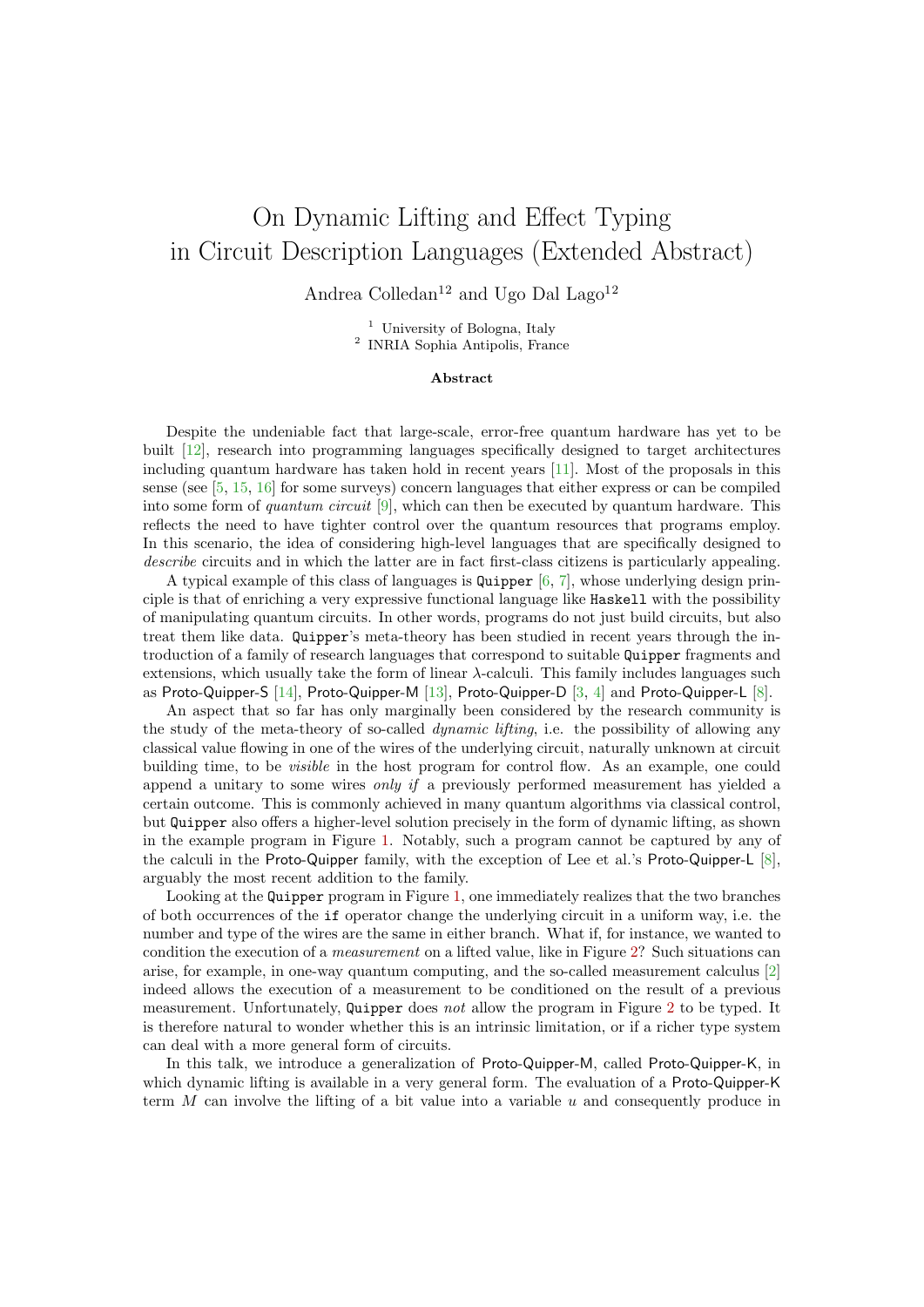# On Dynamic Lifting and Effect Typing in Circuit Description Languages (Extended Abstract)

Andrea Colledan[12] and Ugo Dal Lago[12]

[1] University of Bologna, Italy
[2] INRIA Sophia Antipolis, France

### Abstract

Despite the undeniable fact that large-scale, error-free quantum hardware has yet to be built [12], research into programming languages specifically designed to target architectures including quantum hardware has taken hold in recent years [11]. Most of the proposals in this sense (see [5, 15, 16] for some surveys) concern languages that either express or can be compiled into some form of *quantum circuit* [9], which can then be executed by quantum hardware. This reflects the need to have tighter control over the quantum resources that programs employ. In this scenario, the idea of considering high-level languages that are specifically designed to *describe* circuits and in which the latter are in fact first-class citizens is particularly appealing.

A typical example of this class of languages is `Quipper` [6, 7], whose underlying design principle is that of enriching a very expressive functional language like `Haskell` with the possibility of manipulating quantum circuits. In other words, programs do not just build circuits, but also treat them like data. `Quipper`'s meta-theory has been studied in recent years through the introduction of a family of research languages that correspond to suitable `Quipper` fragments and extensions, which usually take the form of linear $\lambda$-calculi. This family includes languages such as Proto-Quipper-S [14], Proto-Quipper-M [13], Proto-Quipper-D [3, 4] and Proto-Quipper-L [8].

An aspect that so far has only marginally been considered by the research community is the study of the meta-theory of so-called *dynamic lifting*, i.e. the possibility of allowing any classical value flowing in one of the wires of the underlying circuit, naturally unknown at circuit building time, to be *visible* in the host program for control flow. As an example, one could append a unitary to some wires *only if* a previously performed measurement has yielded a certain outcome. This is commonly achieved in many quantum algorithms via classical control, but `Quipper` also offers a higher-level solution precisely in the form of dynamic lifting, as shown in the example program in Figure 1. Notably, such a program cannot be captured by any of the calculi in the Proto-Quipper family, with the exception of Lee et al.'s Proto-Quipper-L [8], arguably the most recent addition to the family.

Looking at the `Quipper` program in Figure 1, one immediately realizes that the two branches of both occurrences of the `if` operator change the underlying circuit in a uniform way, i.e. the number and type of the wires are the same in either branch. What if, for instance, we wanted to condition the execution of a *measurement* on a lifted value, like in Figure 2? Such situations can arise, for example, in one-way quantum computing, and the so-called measurement calculus [2] indeed allows the execution of a measurement to be conditioned on the result of a previous measurement. Unfortunately, `Quipper` does *not* allow the program in Figure 2 to be typed. It is therefore natural to wonder whether this is an intrinsic limitation, or if a richer type system can deal with a more general form of circuits.

In this talk, we introduce a generalization of Proto-Quipper-M, called Proto-Quipper-K, in which dynamic lifting is available in a very general form. The evaluation of a Proto-Quipper-K term $M$ can involve the lifting of a bit value into a variable $u$ and consequently produce in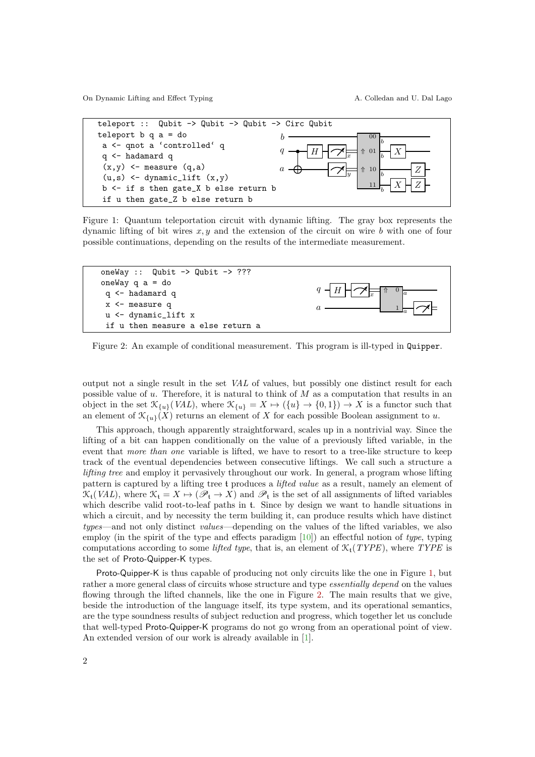```
teleport ::  Qubit -> Qubit -> Qubit -> Circ Qubit
teleport b q a = do
 a <- qnot a `controlled` q
 q <- hadamard q
 (x,y) <- measure (q,a)
 (u,s) <- dynamic_lift (x,y)
 b <- if s then gate_X b else return b
 if u then gate_Z b else return b
```

Figure 1: Quantum teleportation circuit with dynamic lifting. The gray box represents the dynamic lifting of bit wires $x, y$ and the extension of the circuit on wire $b$ with one of four possible continuations, depending on the results of the intermediate measurement.

```
oneWay ::  Qubit -> Qubit -> ???
oneWay q a = do
 q <- hadamard q
 x <- measure q
 u <- dynamic_lift x
 if u then measure a else return a
```

Figure 2: An example of conditional measurement. This program is ill-typed in Quipper.

output not a single result in the set $VAL$ of values, but possibly one distinct result for each possible value of $u$. Therefore, it is natural to think of $M$ as a computation that results in an object in the set $\mathcal{K}_{\{u\}}(VAL)$, where $\mathcal{K}_{\{u\}} = X \mapsto (\{u\} \to \{0,1\}) \to X$ is a functor such that an element of $\mathcal{K}_{\{u\}}(X)$ returns an element of $X$ for each possible Boolean assignment to $u$.

This approach, though apparently straightforward, scales up in a nontrivial way. Since the lifting of a bit can happen conditionally on the value of a previously lifted variable, in the event that *more than one* variable is lifted, we have to resort to a tree-like structure to keep track of the eventual dependencies between consecutive liftings. We call such a structure a *lifting tree* and employ it pervasively throughout our work. In general, a program whose lifting pattern is captured by a lifting tree $\mathfrak{t}$ produces a *lifted value* as a result, namely an element of $\mathcal{K}_{\mathfrak{t}}(VAL)$, where $\mathcal{K}_{\mathfrak{t}} = X \mapsto (\mathscr{P}_{\mathfrak{t}} \to X)$ and $\mathscr{P}_{\mathfrak{t}}$ is the set of all assignments of lifted variables which describe valid root-to-leaf paths in $\mathfrak{t}$. Since by design we want to handle situations in which a circuit, and by necessity the term building it, can produce results which have distinct *types*—and not only distinct *values*—depending on the values of the lifted variables, we also employ (in the spirit of the type and effects paradigm [10]) an effectful notion of *type*, typing computations according to some *lifted type*, that is, an element of $\mathcal{K}_{\mathfrak{t}}(TYPE)$, where $TYPE$ is the set of Proto-Quipper-K types.

Proto-Quipper-K is thus capable of producing not only circuits like the one in Figure 1, but rather a more general class of circuits whose structure and type *essentially depend* on the values flowing through the lifted channels, like the one in Figure 2. The main results that we give, beside the introduction of the language itself, its type system, and its operational semantics, are the type soundness results of subject reduction and progress, which together let us conclude that well-typed Proto-Quipper-K programs do not go wrong from an operational point of view. An extended version of our work is already available in [1].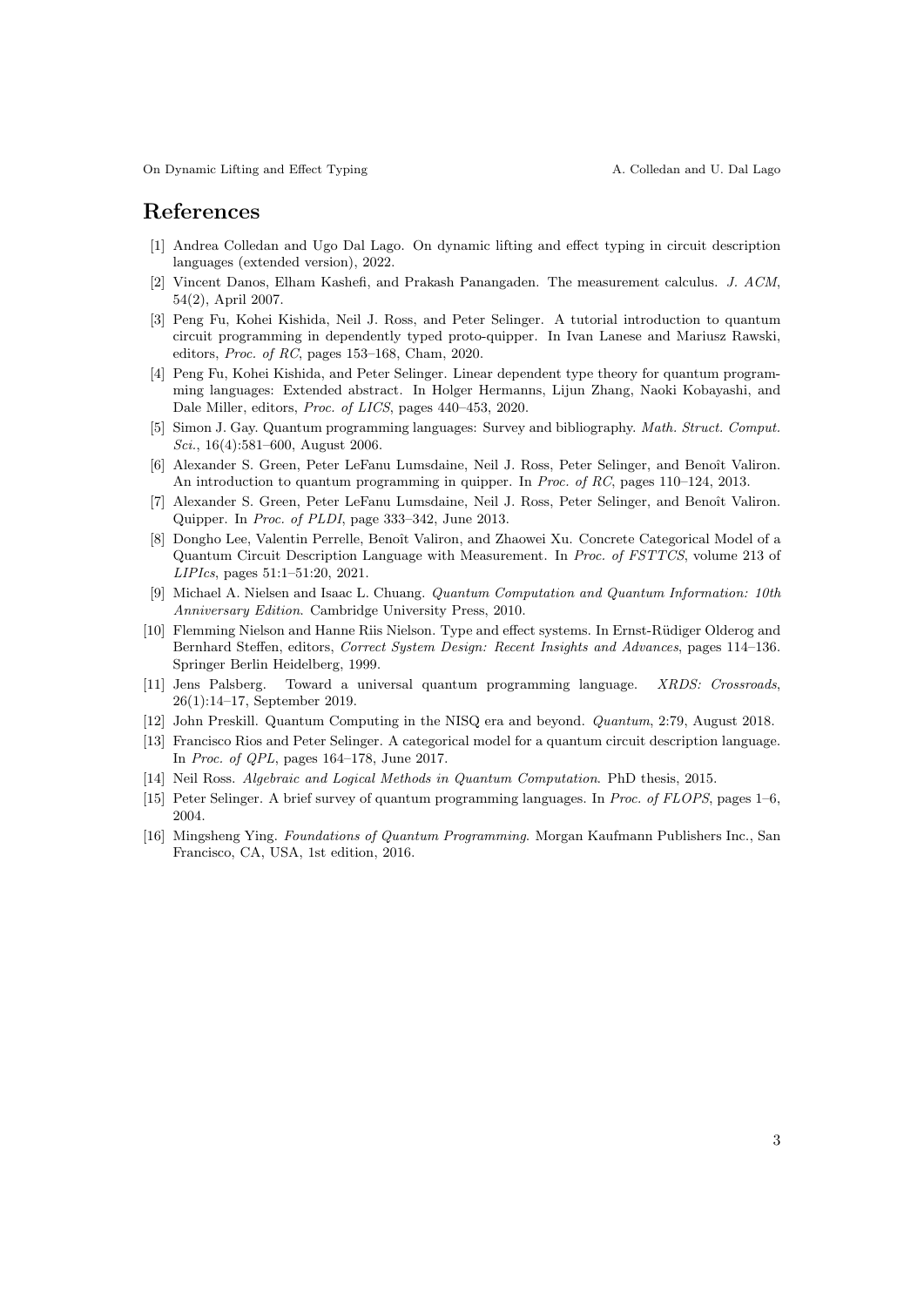## References

[1] Andrea Colledan and Ugo Dal Lago. On dynamic lifting and effect typing in circuit description languages (extended version), 2022.

[2] Vincent Danos, Elham Kashefi, and Prakash Panangaden. The measurement calculus. *J. ACM*, 54(2), April 2007.

[3] Peng Fu, Kohei Kishida, Neil J. Ross, and Peter Selinger. A tutorial introduction to quantum circuit programming in dependently typed proto-quipper. In Ivan Lanese and Mariusz Rawski, editors, *Proc. of RC*, pages 153–168, Cham, 2020.

[4] Peng Fu, Kohei Kishida, and Peter Selinger. Linear dependent type theory for quantum programming languages: Extended abstract. In Holger Hermanns, Lijun Zhang, Naoki Kobayashi, and Dale Miller, editors, *Proc. of LICS*, pages 440–453, 2020.

[5] Simon J. Gay. Quantum programming languages: Survey and bibliography. *Math. Struct. Comput. Sci.*, 16(4):581–600, August 2006.

[6] Alexander S. Green, Peter LeFanu Lumsdaine, Neil J. Ross, Peter Selinger, and Benoît Valiron. An introduction to quantum programming in quipper. In *Proc. of RC*, pages 110–124, 2013.

[7] Alexander S. Green, Peter LeFanu Lumsdaine, Neil J. Ross, Peter Selinger, and Benoît Valiron. Quipper. In *Proc. of PLDI*, page 333–342, June 2013.

[8] Dongho Lee, Valentin Perrelle, Benoît Valiron, and Zhaowei Xu. Concrete Categorical Model of a Quantum Circuit Description Language with Measurement. In *Proc. of FSTTCS*, volume 213 of *LIPIcs*, pages 51:1–51:20, 2021.

[9] Michael A. Nielsen and Isaac L. Chuang. *Quantum Computation and Quantum Information: 10th Anniversary Edition*. Cambridge University Press, 2010.

[10] Flemming Nielson and Hanne Riis Nielson. Type and effect systems. In Ernst-Rüdiger Olderog and Bernhard Steffen, editors, *Correct System Design: Recent Insights and Advances*, pages 114–136. Springer Berlin Heidelberg, 1999.

[11] Jens Palsberg. Toward a universal quantum programming language. *XRDS: Crossroads*, 26(1):14–17, September 2019.

[12] John Preskill. Quantum Computing in the NISQ era and beyond. *Quantum*, 2:79, August 2018.

[13] Francisco Rios and Peter Selinger. A categorical model for a quantum circuit description language. In *Proc. of QPL*, pages 164–178, June 2017.

[14] Neil Ross. *Algebraic and Logical Methods in Quantum Computation*. PhD thesis, 2015.

[15] Peter Selinger. A brief survey of quantum programming languages. In *Proc. of FLOPS*, pages 1–6, 2004.

[16] Mingsheng Ying. *Foundations of Quantum Programming*. Morgan Kaufmann Publishers Inc., San Francisco, CA, USA, 1st edition, 2016.